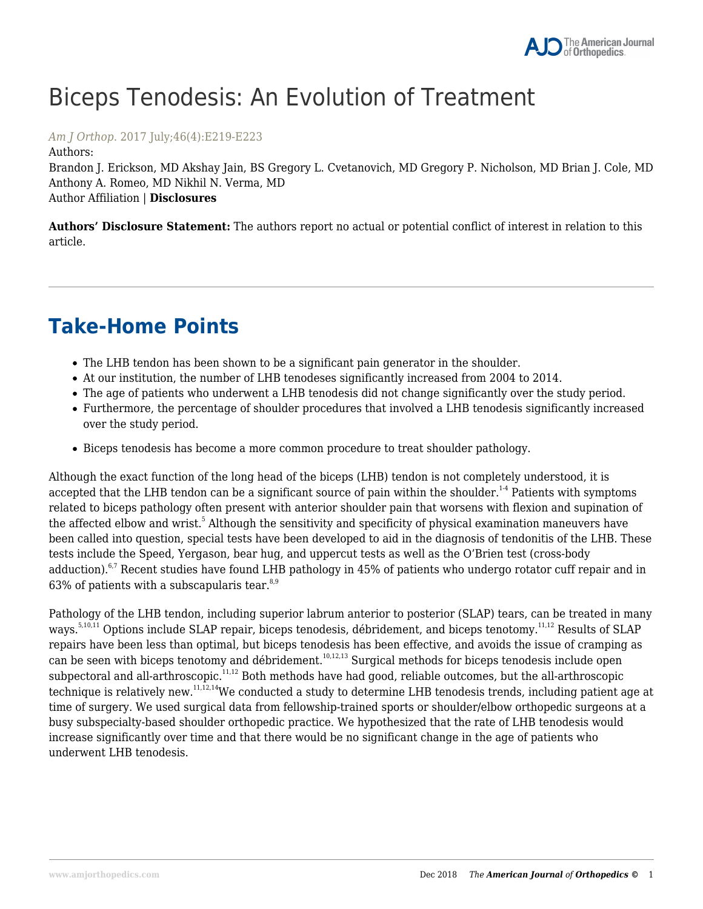# Biceps Tenodesis: An Evolution of Treatment

*Am J Orthop.* 2017 July;46(4):E219-E223

Authors:

Brandon J. Erickson, MD Akshay Jain, BS Gregory L. Cvetanovich, MD Gregory P. Nicholson, MD Brian J. Cole, MD Anthony A. Romeo, MD Nikhil N. Verma, MD

Author Affiliation | **Disclosures**

**Authors' Disclosure Statement:** The authors report no actual or potential conflict of interest in relation to this article.

---

## Take-Home Points

- The LHB tendon has been shown to be a significant pain generator in the shoulder.
- At our institution, the number of LHB tenodeses significantly increased from 2004 to 2014.
- The age of patients who underwent a LHB tenodesis did not change significantly over the study period.
- Furthermore, the percentage of shoulder procedures that involved a LHB tenodesis significantly increased over the study period.
- Biceps tenodesis has become a more common procedure to treat shoulder pathology.

Although the exact function of the long head of the biceps (LHB) tendon is not completely understood, it is accepted that the LHB tendon can be a significant source of pain within the shoulder.[1-4] Patients with symptoms related to biceps pathology often present with anterior shoulder pain that worsens with flexion and supination of the affected elbow and wrist.[5] Although the sensitivity and specificity of physical examination maneuvers have been called into question, special tests have been developed to aid in the diagnosis of tendonitis of the LHB. These tests include the Speed, Yergason, bear hug, and uppercut tests as well as the O'Brien test (cross-body adduction).[6,7] Recent studies have found LHB pathology in 45% of patients who undergo rotator cuff repair and in 63% of patients with a subscapularis tear.[8,9]

Pathology of the LHB tendon, including superior labrum anterior to posterior (SLAP) tears, can be treated in many ways.[5,10,11] Options include SLAP repair, biceps tenodesis, débridement, and biceps tenotomy.[11,12] Results of SLAP repairs have been less than optimal, but biceps tenodesis has been effective, and avoids the issue of cramping as can be seen with biceps tenotomy and débridement.[10,12,13] Surgical methods for biceps tenodesis include open subpectoral and all-arthroscopic.[11,12] Both methods have had good, reliable outcomes, but the all-arthroscopic technique is relatively new.[11,12,14] We conducted a study to determine LHB tenodesis trends, including patient age at time of surgery. We used surgical data from fellowship-trained sports or shoulder/elbow orthopedic surgeons at a busy subspecialty-based shoulder orthopedic practice. We hypothesized that the rate of LHB tenodesis would increase significantly over time and that there would be no significant change in the age of patients who underwent LHB tenodesis.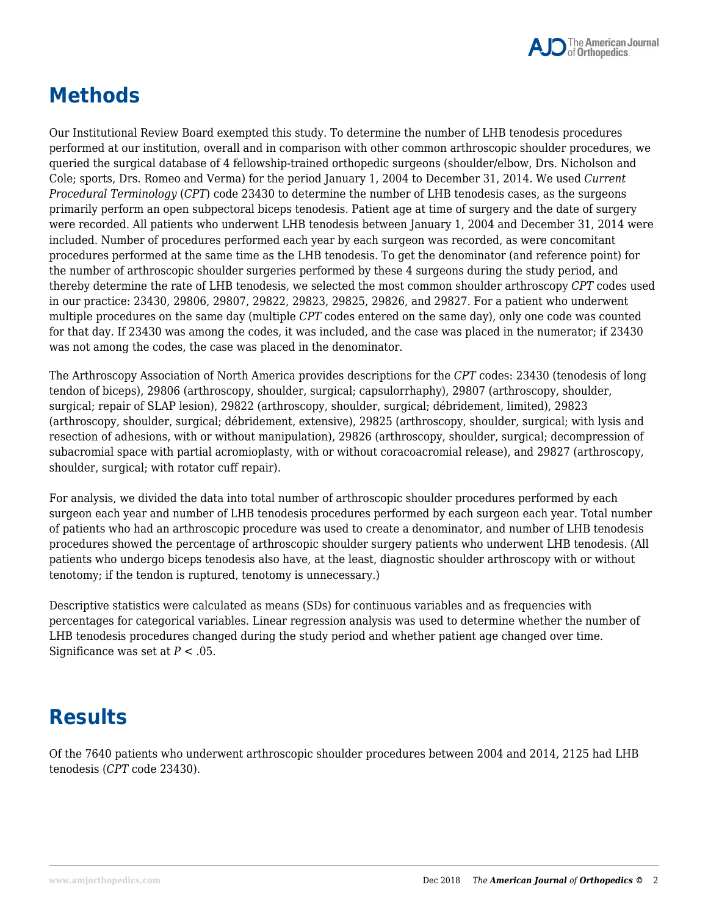## Methods

Our Institutional Review Board exempted this study. To determine the number of LHB tenodesis procedures performed at our institution, overall and in comparison with other common arthroscopic shoulder procedures, we queried the surgical database of 4 fellowship-trained orthopedic surgeons (shoulder/elbow, Drs. Nicholson and Cole; sports, Drs. Romeo and Verma) for the period January 1, 2004 to December 31, 2014. We used *Current Procedural Terminology* (*CPT*) code 23430 to determine the number of LHB tenodesis cases, as the surgeons primarily perform an open subpectoral biceps tenodesis. Patient age at time of surgery and the date of surgery were recorded. All patients who underwent LHB tenodesis between January 1, 2004 and December 31, 2014 were included. Number of procedures performed each year by each surgeon was recorded, as were concomitant procedures performed at the same time as the LHB tenodesis. To get the denominator (and reference point) for the number of arthroscopic shoulder surgeries performed by these 4 surgeons during the study period, and thereby determine the rate of LHB tenodesis, we selected the most common shoulder arthroscopy *CPT* codes used in our practice: 23430, 29806, 29807, 29822, 29823, 29825, 29826, and 29827. For a patient who underwent multiple procedures on the same day (multiple *CPT* codes entered on the same day), only one code was counted for that day. If 23430 was among the codes, it was included, and the case was placed in the numerator; if 23430 was not among the codes, the case was placed in the denominator.

The Arthroscopy Association of North America provides descriptions for the *CPT* codes: 23430 (tenodesis of long tendon of biceps), 29806 (arthroscopy, shoulder, surgical; capsulorrhaphy), 29807 (arthroscopy, shoulder, surgical; repair of SLAP lesion), 29822 (arthroscopy, shoulder, surgical; débridement, limited), 29823 (arthroscopy, shoulder, surgical; débridement, extensive), 29825 (arthroscopy, shoulder, surgical; with lysis and resection of adhesions, with or without manipulation), 29826 (arthroscopy, shoulder, surgical; decompression of subacromial space with partial acromioplasty, with or without coracoacromial release), and 29827 (arthroscopy, shoulder, surgical; with rotator cuff repair).

For analysis, we divided the data into total number of arthroscopic shoulder procedures performed by each surgeon each year and number of LHB tenodesis procedures performed by each surgeon each year. Total number of patients who had an arthroscopic procedure was used to create a denominator, and number of LHB tenodesis procedures showed the percentage of arthroscopic shoulder surgery patients who underwent LHB tenodesis. (All patients who undergo biceps tenodesis also have, at the least, diagnostic shoulder arthroscopy with or without tenotomy; if the tendon is ruptured, tenotomy is unnecessary.)

Descriptive statistics were calculated as means (SDs) for continuous variables and as frequencies with percentages for categorical variables. Linear regression analysis was used to determine whether the number of LHB tenodesis procedures changed during the study period and whether patient age changed over time. Significance was set at $P < .05$.

## Results

Of the 7640 patients who underwent arthroscopic shoulder procedures between 2004 and 2014, 2125 had LHB tenodesis (*CPT* code 23430).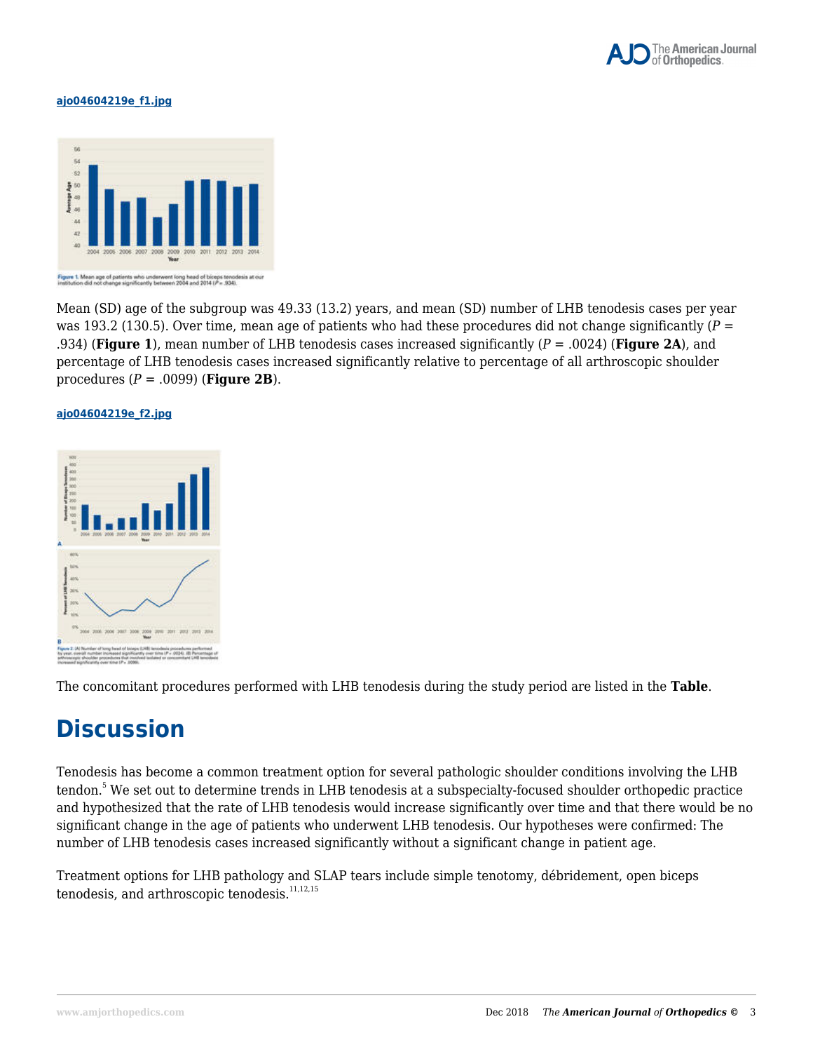ajo04604219e_f1.jpg

Figure 1. Mean age of patients who underwent long head of biceps tenodesis at our institution did not change significantly between 2004 and 2014 ($P = .934$).

Mean (SD) age of the subgroup was 49.33 (13.2) years, and mean (SD) number of LHB tenodesis cases per year was 193.2 (130.5). Over time, mean age of patients who had these procedures did not change significantly ($P = .934$) (**Figure 1**), mean number of LHB tenodesis cases increased significantly ($P = .0024$) (**Figure 2A**), and percentage of LHB tenodesis cases increased significantly relative to percentage of all arthroscopic shoulder procedures ($P = .0099$) (**Figure 2B**).

ajo04604219e_f2.jpg

Figure 2. (A) Number of long head of biceps (LHB) tenodesis procedures performed by year; overall number increased significantly over time ($P = .0024$). (B) Percentage of arthroscopic shoulder procedures that involved isolated or concomitant LHB tenodesis increased significantly over time ($P = .0099$).

The concomitant procedures performed with LHB tenodesis during the study period are listed in the **Table**.

# Discussion

Tenodesis has become a common treatment option for several pathologic shoulder conditions involving the LHB tendon.[5] We set out to determine trends in LHB tenodesis at a subspecialty-focused shoulder orthopedic practice and hypothesized that the rate of LHB tenodesis would increase significantly over time and that there would be no significant change in the age of patients who underwent LHB tenodesis. Our hypotheses were confirmed: The number of LHB tenodesis cases increased significantly without a significant change in patient age.

Treatment options for LHB pathology and SLAP tears include simple tenotomy, débridement, open biceps tenodesis, and arthroscopic tenodesis.[11,12,15]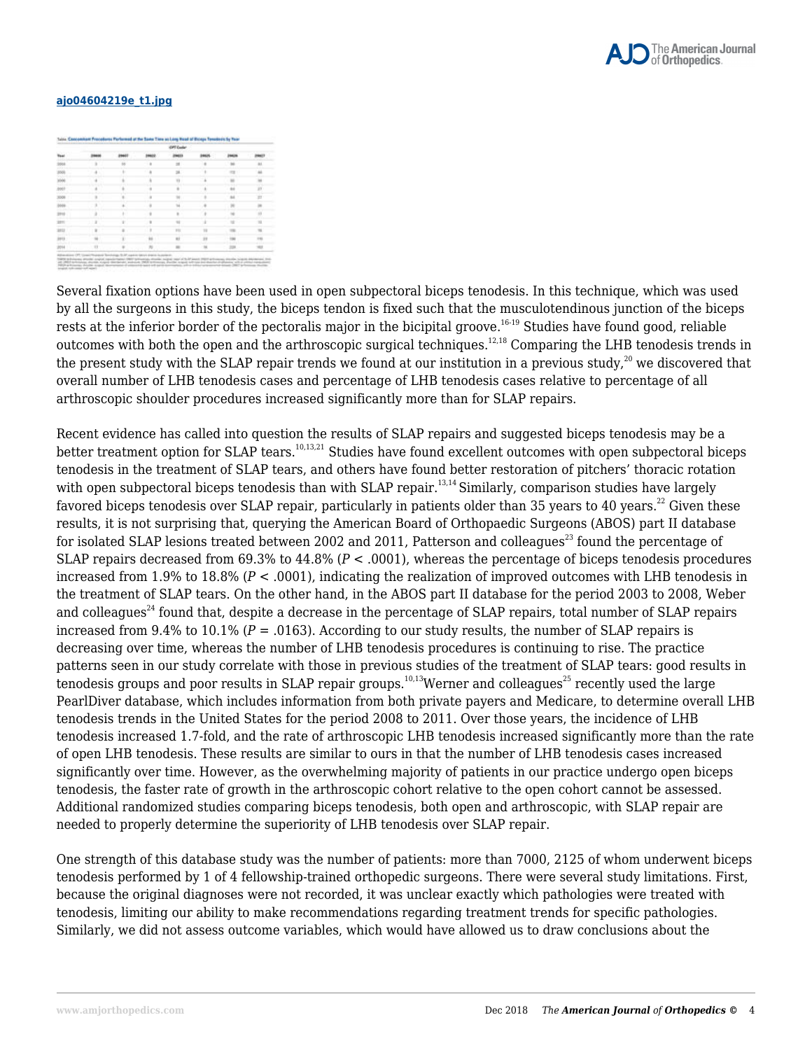ajo04604219e_t1.jpg

Several fixation options have been used in open subpectoral biceps tenodesis. In this technique, which was used by all the surgeons in this study, the biceps tendon is fixed such that the musculotendinous junction of the biceps rests at the inferior border of the pectoralis major in the bicipital groove.[16-19] Studies have found good, reliable outcomes with both the open and the arthroscopic surgical techniques.[12,18] Comparing the LHB tenodesis trends in the present study with the SLAP repair trends we found at our institution in a previous study,[20] we discovered that overall number of LHB tenodesis cases and percentage of LHB tenodesis cases relative to percentage of all arthroscopic shoulder procedures increased significantly more than for SLAP repairs.

Recent evidence has called into question the results of SLAP repairs and suggested biceps tenodesis may be a better treatment option for SLAP tears.[10,13,21] Studies have found excellent outcomes with open subpectoral biceps tenodesis in the treatment of SLAP tears, and others have found better restoration of pitchers' thoracic rotation with open subpectoral biceps tenodesis than with SLAP repair.[13,14] Similarly, comparison studies have largely favored biceps tenodesis over SLAP repair, particularly in patients older than 35 years to 40 years.[22] Given these results, it is not surprising that, querying the American Board of Orthopaedic Surgeons (ABOS) part II database for isolated SLAP lesions treated between 2002 and 2011, Patterson and colleagues[23] found the percentage of SLAP repairs decreased from 69.3% to 44.8% ($P < .0001$), whereas the percentage of biceps tenodesis procedures increased from 1.9% to 18.8% ($P < .0001$), indicating the realization of improved outcomes with LHB tenodesis in the treatment of SLAP tears. On the other hand, in the ABOS part II database for the period 2003 to 2008, Weber and colleagues[24] found that, despite a decrease in the percentage of SLAP repairs, total number of SLAP repairs increased from 9.4% to 10.1% ($P = .0163$). According to our study results, the number of SLAP repairs is decreasing over time, whereas the number of LHB tenodesis procedures is continuing to rise. The practice patterns seen in our study correlate with those in previous studies of the treatment of SLAP tears: good results in tenodesis groups and poor results in SLAP repair groups.[10,13] Werner and colleagues[25] recently used the large PearlDiver database, which includes information from both private payers and Medicare, to determine overall LHB tenodesis trends in the United States for the period 2008 to 2011. Over those years, the incidence of LHB tenodesis increased 1.7-fold, and the rate of arthroscopic LHB tenodesis increased significantly more than the rate of open LHB tenodesis. These results are similar to ours in that the number of LHB tenodesis cases increased significantly over time. However, as the overwhelming majority of patients in our practice undergo open biceps tenodesis, the faster rate of growth in the arthroscopic cohort relative to the open cohort cannot be assessed. Additional randomized studies comparing biceps tenodesis, both open and arthroscopic, with SLAP repair are needed to properly determine the superiority of LHB tenodesis over SLAP repair.

One strength of this database study was the number of patients: more than 7000, 2125 of whom underwent biceps tenodesis performed by 1 of 4 fellowship-trained orthopedic surgeons. There were several study limitations. First, because the original diagnoses were not recorded, it was unclear exactly which pathologies were treated with tenodesis, limiting our ability to make recommendations regarding treatment trends for specific pathologies. Similarly, we did not assess outcome variables, which would have allowed us to draw conclusions about the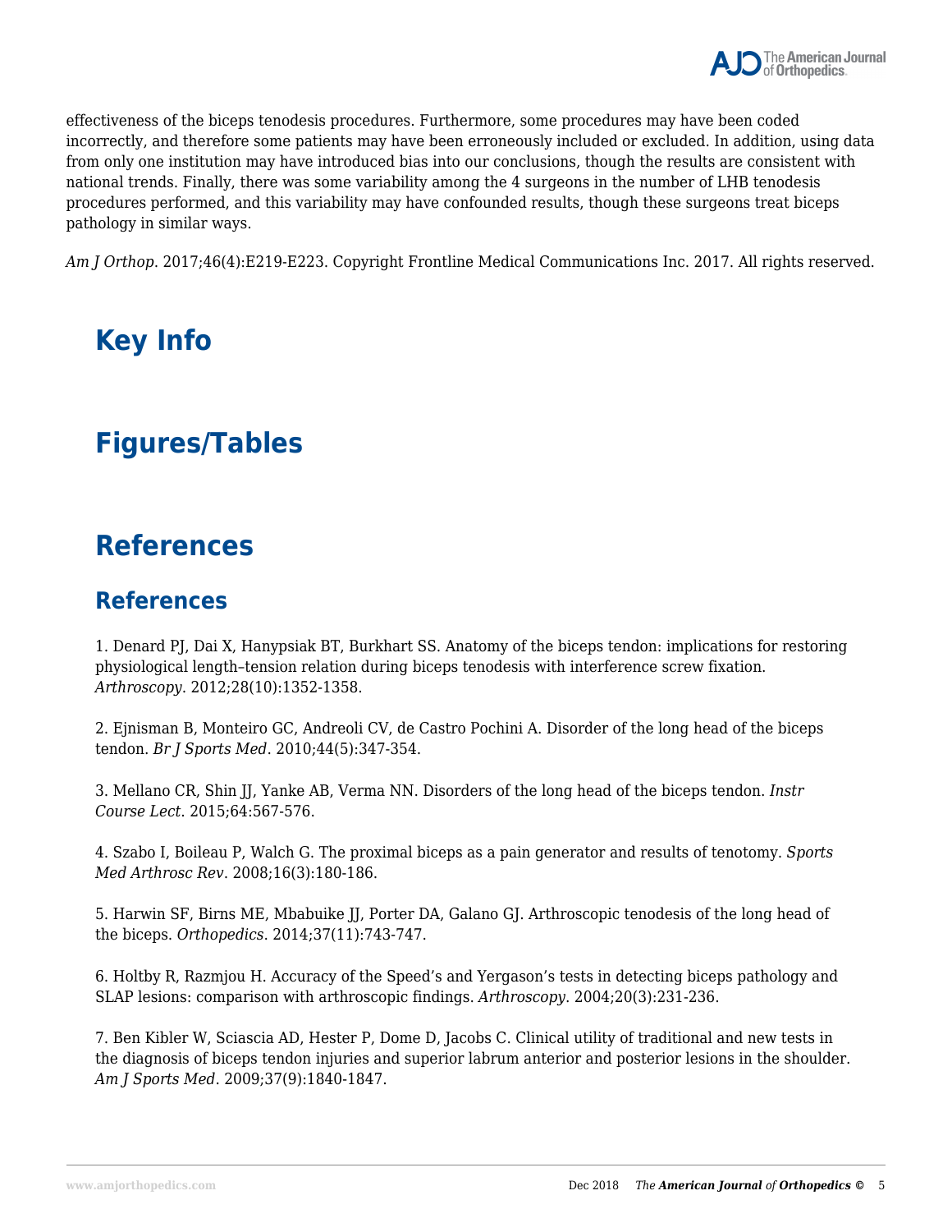effectiveness of the biceps tenodesis procedures. Furthermore, some procedures may have been coded incorrectly, and therefore some patients may have been erroneously included or excluded. In addition, using data from only one institution may have introduced bias into our conclusions, though the results are consistent with national trends. Finally, there was some variability among the 4 surgeons in the number of LHB tenodesis procedures performed, and this variability may have confounded results, though these surgeons treat biceps pathology in similar ways.

*Am J Orthop*. 2017;46(4):E219-E223. Copyright Frontline Medical Communications Inc. 2017. All rights reserved.

# Key Info

# Figures/Tables

# References

## References

1. Denard PJ, Dai X, Hanypsiak BT, Burkhart SS. Anatomy of the biceps tendon: implications for restoring physiological length–tension relation during biceps tenodesis with interference screw fixation. *Arthroscopy*. 2012;28(10):1352-1358.

2. Ejnisman B, Monteiro GC, Andreoli CV, de Castro Pochini A. Disorder of the long head of the biceps tendon. *Br J Sports Med*. 2010;44(5):347-354.

3. Mellano CR, Shin JJ, Yanke AB, Verma NN. Disorders of the long head of the biceps tendon. *Instr Course Lect*. 2015;64:567-576.

4. Szabo I, Boileau P, Walch G. The proximal biceps as a pain generator and results of tenotomy. *Sports Med Arthrosc Rev*. 2008;16(3):180-186.

5. Harwin SF, Birns ME, Mbabuike JJ, Porter DA, Galano GJ. Arthroscopic tenodesis of the long head of the biceps. *Orthopedics*. 2014;37(11):743-747.

6. Holtby R, Razmjou H. Accuracy of the Speed's and Yergason's tests in detecting biceps pathology and SLAP lesions: comparison with arthroscopic findings. *Arthroscopy*. 2004;20(3):231-236.

7. Ben Kibler W, Sciascia AD, Hester P, Dome D, Jacobs C. Clinical utility of traditional and new tests in the diagnosis of biceps tendon injuries and superior labrum anterior and posterior lesions in the shoulder. *Am J Sports Med*. 2009;37(9):1840-1847.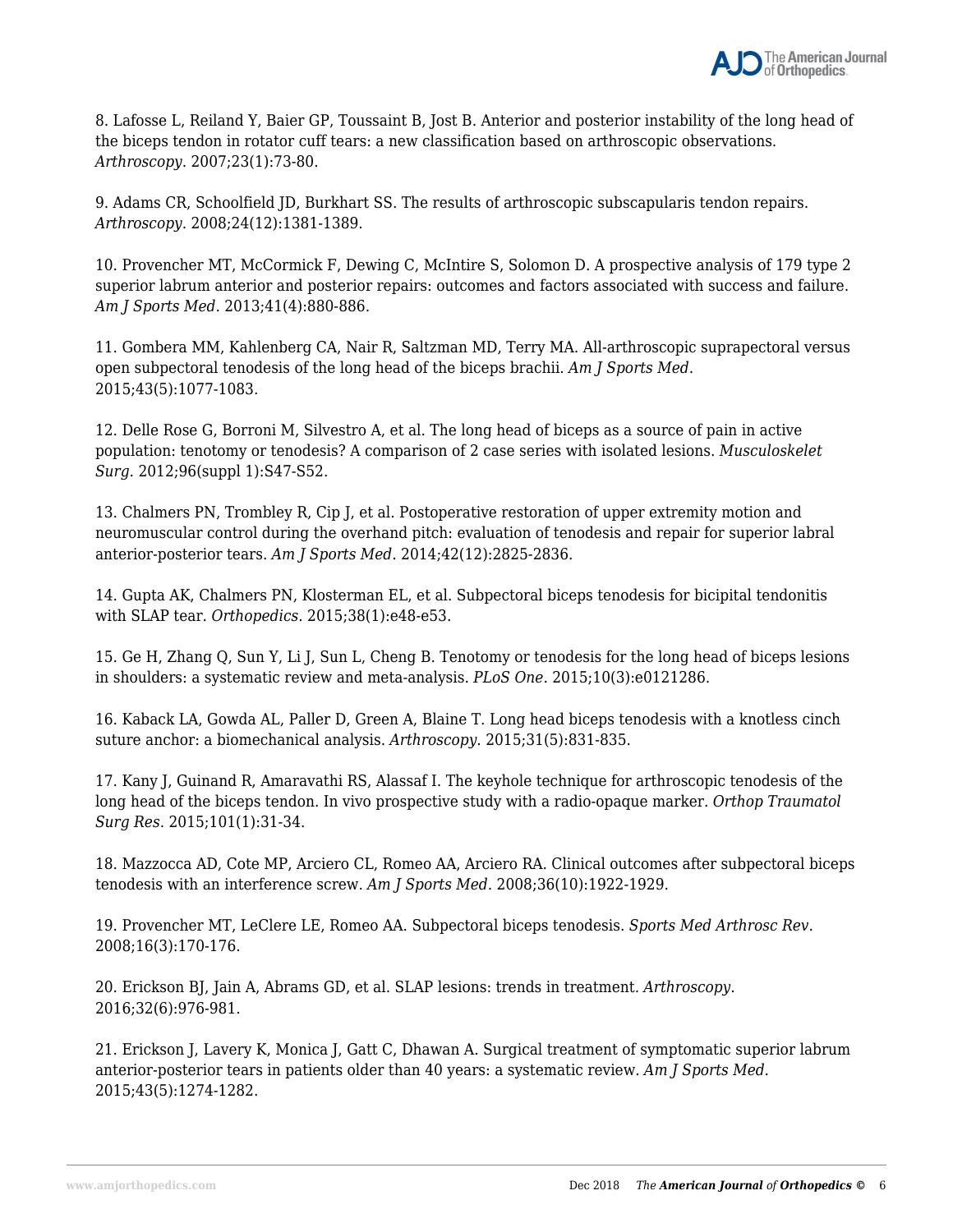8. Lafosse L, Reiland Y, Baier GP, Toussaint B, Jost B. Anterior and posterior instability of the long head of the biceps tendon in rotator cuff tears: a new classification based on arthroscopic observations. *Arthroscopy*. 2007;23(1):73-80.

9. Adams CR, Schoolfield JD, Burkhart SS. The results of arthroscopic subscapularis tendon repairs. *Arthroscopy*. 2008;24(12):1381-1389.

10. Provencher MT, McCormick F, Dewing C, McIntire S, Solomon D. A prospective analysis of 179 type 2 superior labrum anterior and posterior repairs: outcomes and factors associated with success and failure. *Am J Sports Med*. 2013;41(4):880-886.

11. Gombera MM, Kahlenberg CA, Nair R, Saltzman MD, Terry MA. All-arthroscopic suprapectoral versus open subpectoral tenodesis of the long head of the biceps brachii. *Am J Sports Med*. 2015;43(5):1077-1083.

12. Delle Rose G, Borroni M, Silvestro A, et al. The long head of biceps as a source of pain in active population: tenotomy or tenodesis? A comparison of 2 case series with isolated lesions. *Musculoskelet Surg*. 2012;96(suppl 1):S47-S52.

13. Chalmers PN, Trombley R, Cip J, et al. Postoperative restoration of upper extremity motion and neuromuscular control during the overhand pitch: evaluation of tenodesis and repair for superior labral anterior-posterior tears. *Am J Sports Med*. 2014;42(12):2825-2836.

14. Gupta AK, Chalmers PN, Klosterman EL, et al. Subpectoral biceps tenodesis for bicipital tendonitis with SLAP tear. *Orthopedics*. 2015;38(1):e48-e53.

15. Ge H, Zhang Q, Sun Y, Li J, Sun L, Cheng B. Tenotomy or tenodesis for the long head of biceps lesions in shoulders: a systematic review and meta-analysis. *PLoS One*. 2015;10(3):e0121286.

16. Kaback LA, Gowda AL, Paller D, Green A, Blaine T. Long head biceps tenodesis with a knotless cinch suture anchor: a biomechanical analysis. *Arthroscopy*. 2015;31(5):831-835.

17. Kany J, Guinand R, Amaravathi RS, Alassaf I. The keyhole technique for arthroscopic tenodesis of the long head of the biceps tendon. In vivo prospective study with a radio-opaque marker. *Orthop Traumatol Surg Res*. 2015;101(1):31-34.

18. Mazzocca AD, Cote MP, Arciero CL, Romeo AA, Arciero RA. Clinical outcomes after subpectoral biceps tenodesis with an interference screw. *Am J Sports Med*. 2008;36(10):1922-1929.

19. Provencher MT, LeClere LE, Romeo AA. Subpectoral biceps tenodesis. *Sports Med Arthrosc Rev*. 2008;16(3):170-176.

20. Erickson BJ, Jain A, Abrams GD, et al. SLAP lesions: trends in treatment. *Arthroscopy*. 2016;32(6):976-981.

21. Erickson J, Lavery K, Monica J, Gatt C, Dhawan A. Surgical treatment of symptomatic superior labrum anterior-posterior tears in patients older than 40 years: a systematic review. *Am J Sports Med*. 2015;43(5):1274-1282.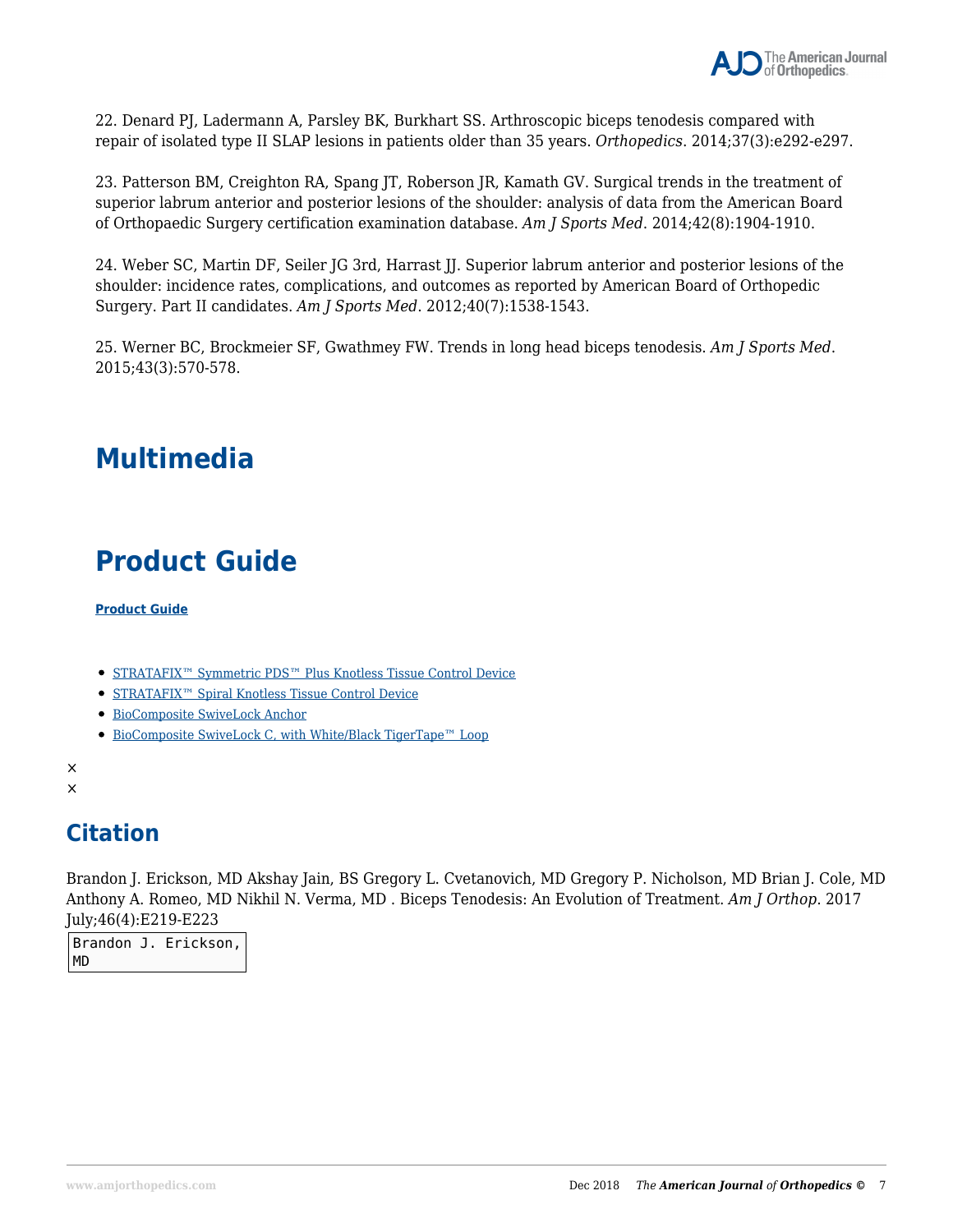22. Denard PJ, Ladermann A, Parsley BK, Burkhart SS. Arthroscopic biceps tenodesis compared with repair of isolated type II SLAP lesions in patients older than 35 years. *Orthopedics*. 2014;37(3):e292-e297.

23. Patterson BM, Creighton RA, Spang JT, Roberson JR, Kamath GV. Surgical trends in the treatment of superior labrum anterior and posterior lesions of the shoulder: analysis of data from the American Board of Orthopaedic Surgery certification examination database. *Am J Sports Med*. 2014;42(8):1904-1910.

24. Weber SC, Martin DF, Seiler JG 3rd, Harrast JJ. Superior labrum anterior and posterior lesions of the shoulder: incidence rates, complications, and outcomes as reported by American Board of Orthopedic Surgery. Part II candidates. *Am J Sports Med*. 2012;40(7):1538-1543.

25. Werner BC, Brockmeier SF, Gwathmey FW. Trends in long head biceps tenodesis. *Am J Sports Med*. 2015;43(3):570-578.

## Multimedia

## Product Guide

**Product Guide**

- STRATAFIX™ Symmetric PDS™ Plus Knotless Tissue Control Device
- STRATAFIX™ Spiral Knotless Tissue Control Device
- BioComposite SwiveLock Anchor
- BioComposite SwiveLock C, with White/Black TigerTape™ Loop

×
×

## Citation

Brandon J. Erickson, MD Akshay Jain, BS Gregory L. Cvetanovich, MD Gregory P. Nicholson, MD Brian J. Cole, MD Anthony A. Romeo, MD Nikhil N. Verma, MD . Biceps Tenodesis: An Evolution of Treatment. *Am J Orthop*. 2017 July;46(4):E219-E223

Brandon J. Erickson, MD